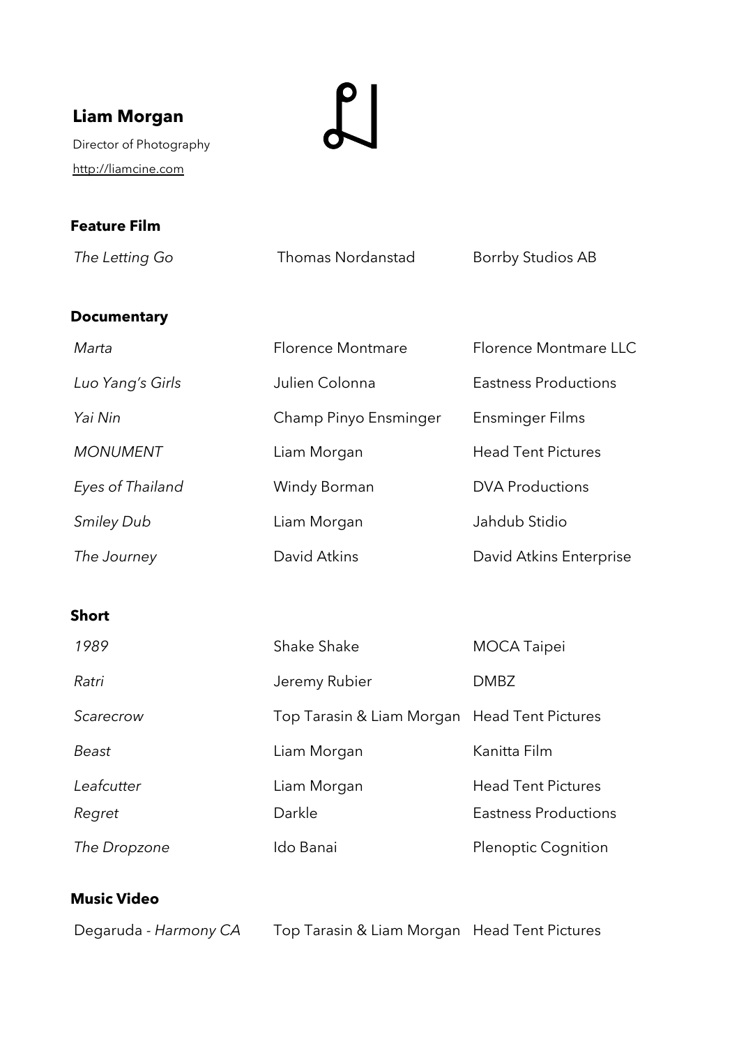**Liam Morgan**

Director of Photography

http://liamcine.com

## Feature Film

| | | |
|---|---|---|
| *The Letting Go* | Thomas Nordanstad | Borrby Studios AB |

## Documentary

| | | |
|---|---|---|
| *Marta* | Florence Montmare | Florence Montmare LLC |
| *Luo Yang's Girls* | Julien Colonna | Eastness Productions |
| *Yai Nin* | Champ Pinyo Ensminger | Ensminger Films |
| *MONUMENT* | Liam Morgan | Head Tent Pictures |
| *Eyes of Thailand* | Windy Borman | DVA Productions |
| *Smiley Dub* | Liam Morgan | Jahdub Stidio |
| *The Journey* | David Atkins | David Atkins Enterprise |

## Short

| | | |
|---|---|---|
| *1989* | Shake Shake | MOCA Taipei |
| *Ratri* | Jeremy Rubier | DMBZ |
| *Scarecrow* | Top Tarasin & Liam Morgan | Head Tent Pictures |
| *Beast* | Liam Morgan | Kanitta Film |
| *Leafcutter* | Liam Morgan | Head Tent Pictures |
| *Regret* | Darkle | Eastness Productions |
| *The Dropzone* | Ido Banai | Plenoptic Cognition |

## Music Video

| | | |
|---|---|---|
| Degaruda - *Harmony CA* | Top Tarasin & Liam Morgan | Head Tent Pictures |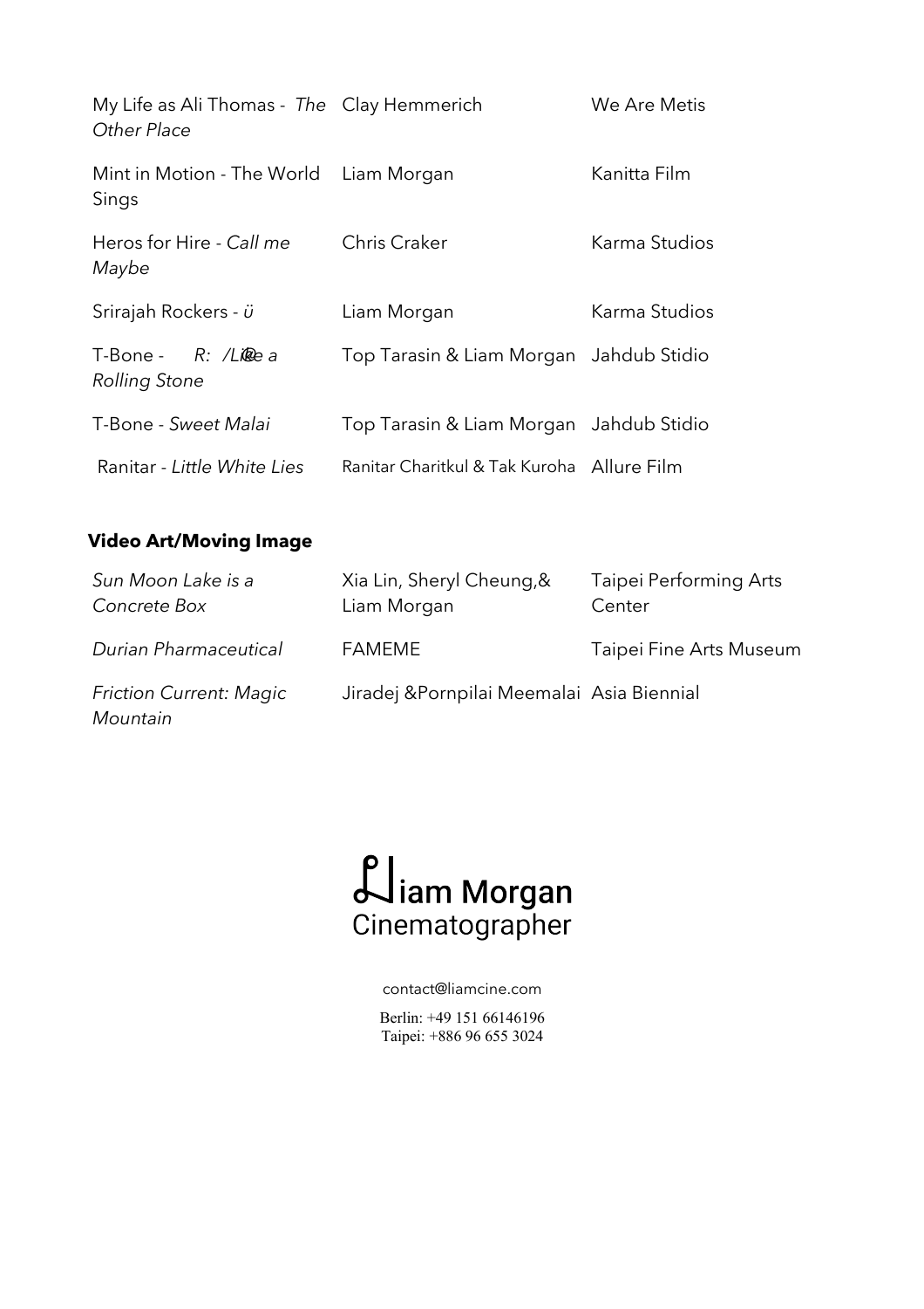| | | |
|---|---|---|
| My Life as Ali Thomas - *The Other Place* | Clay Hemmerich | We Are Metis |
| Mint in Motion - The World Sings | Liam Morgan | Kanitta Film |
| Heros for Hire - *Call me Maybe* | Chris Craker | Karma Studios |
| Srirajah Rockers - *ü* | Liam Morgan | Karma Studios |
| T-Bone - *R: /Li@e a Rolling Stone* | Top Tarasin & Liam Morgan | Jahdub Stidio |
| T-Bone - *Sweet Malai* | Top Tarasin & Liam Morgan | Jahdub Stidio |
| Ranitar - *Little White Lies* | Ranitar Charitkul & Tak Kuroha | Allure Film |

**Video Art/Moving Image**

| | | |
|---|---|---|
| *Sun Moon Lake is a Concrete Box* | Xia Lin, Sheryl Cheung,& Liam Morgan | Taipei Performing Arts Center |
| *Durian Pharmaceutical* | FAMEME | Taipei Fine Arts Museum |
| *Friction Current: Magic Mountain* | Jiradej &Pornpilai Meemalai | Asia Biennial |

Liam Morgan
Cinematographer

contact@liamcine.com

Berlin: +49 151 66146196
Taipei: +886 96 655 3024